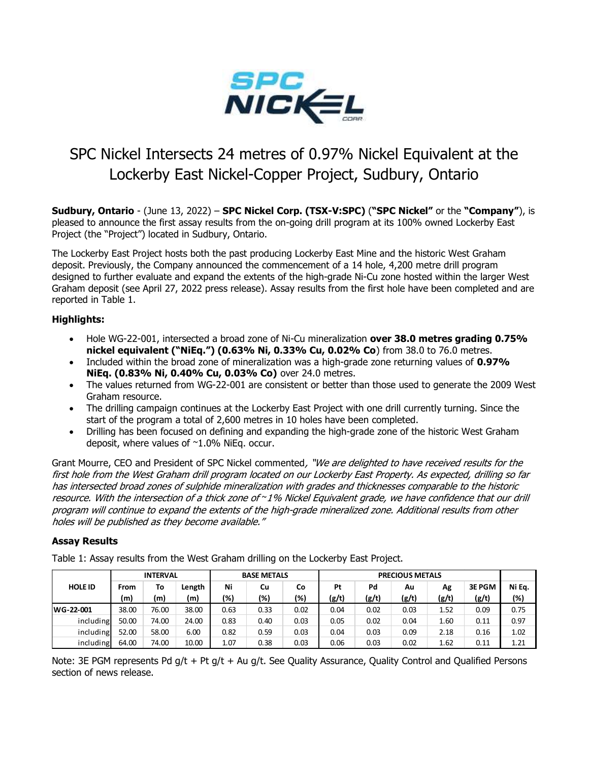# SPC Nickel Intersects 24 metres of 0.97% Nickel Equivalent at the Lockerby East Nickel-Copper Project, Sudbury, Ontario

**Sudbury, Ontario** - (June 13, 2022) – **SPC Nickel Corp. (TSX-V:SPC)** (**"SPC Nickel"** or the **"Company"**), is pleased to announce the first assay results from the on-going drill program at its 100% owned Lockerby East Project (the "Project") located in Sudbury, Ontario.

The Lockerby East Project hosts both the past producing Lockerby East Mine and the historic West Graham deposit. Previously, the Company announced the commencement of a 14 hole, 4,200 metre drill program designed to further evaluate and expand the extents of the high-grade Ni-Cu zone hosted within the larger West Graham deposit (see April 27, 2022 press release). Assay results from the first hole have been completed and are reported in Table 1.

### Highlights:

- Hole WG-22-001, intersected a broad zone of Ni-Cu mineralization **over 38.0 metres grading 0.75% nickel equivalent ("NiEq.") (0.63% Ni, 0.33% Cu, 0.02% Co**) from 38.0 to 76.0 metres.
- Included within the broad zone of mineralization was a high-grade zone returning values of **0.97% NiEq. (0.83% Ni, 0.40% Cu, 0.03% Co)** over 24.0 metres.
- The values returned from WG-22-001 are consistent or better than those used to generate the 2009 West Graham resource.
- The drilling campaign continues at the Lockerby East Project with one drill currently turning. Since the start of the program a total of 2,600 metres in 10 holes have been completed.
- Drilling has been focused on defining and expanding the high-grade zone of the historic West Graham deposit, where values of ~1.0% NiEq. occur.

Grant Mourre, CEO and President of SPC Nickel commented, *"We are delighted to have received results for the first hole from the West Graham drill program located on our Lockerby East Property. As expected, drilling so far has intersected broad zones of sulphide mineralization with grades and thicknesses comparable to the historic resource. With the intersection of a thick zone of ~1% Nickel Equivalent grade, we have confidence that our drill program will continue to expand the extents of the high-grade mineralized zone. Additional results from other holes will be published as they become available."*

### Assay Results

Table 1: Assay results from the West Graham drilling on the Lockerby East Project.

| HOLE ID | INTERVAL | | | BASE METALS | | | PRECIOUS METALS | | | | | |
|---|---|---|---|---|---|---|---|---|---|---|---|---|
| | From (m) | To (m) | Length (m) | Ni (%) | Cu (%) | Co (%) | Pt (g/t) | Pd (g/t) | Au (g/t) | Ag (g/t) | 3E PGM (g/t) | Ni Eq. (%) |
| WG-22-001 | 38.00 | 76.00 | 38.00 | 0.63 | 0.33 | 0.02 | 0.04 | 0.02 | 0.03 | 1.52 | 0.09 | 0.75 |
| including | 50.00 | 74.00 | 24.00 | 0.83 | 0.40 | 0.03 | 0.05 | 0.02 | 0.04 | 1.60 | 0.11 | 0.97 |
| including | 52.00 | 58.00 | 6.00 | 0.82 | 0.59 | 0.03 | 0.04 | 0.03 | 0.09 | 2.18 | 0.16 | 1.02 |
| including | 64.00 | 74.00 | 10.00 | 1.07 | 0.38 | 0.03 | 0.06 | 0.03 | 0.02 | 1.62 | 0.11 | 1.21 |

Note: 3E PGM represents Pd g/t + Pt g/t + Au g/t. See Quality Assurance, Quality Control and Qualified Persons section of news release.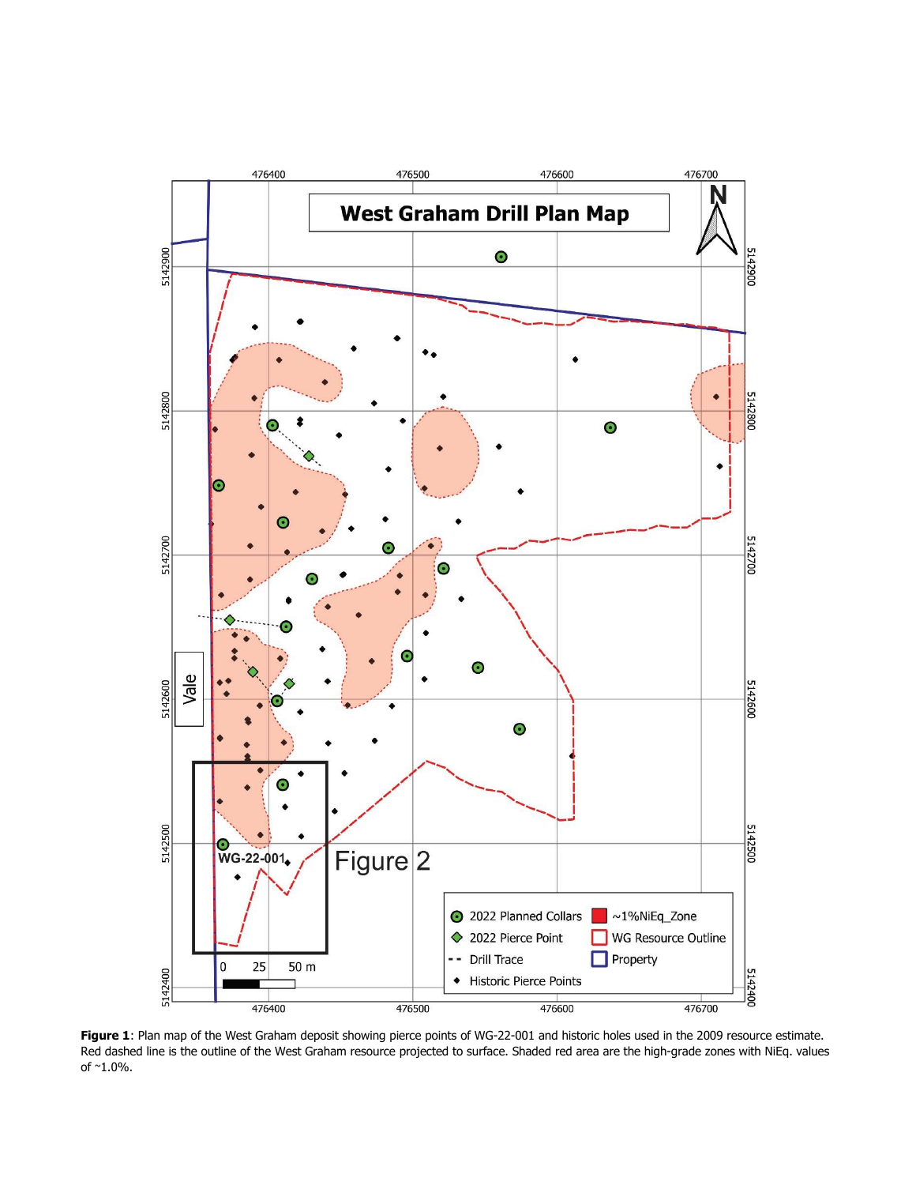**Figure 1**: Plan map of the West Graham deposit showing pierce points of WG-22-001 and historic holes used in the 2009 resource estimate. Red dashed line is the outline of the West Graham resource projected to surface. Shaded red area are the high-grade zones with NiEq. values of ~1.0%.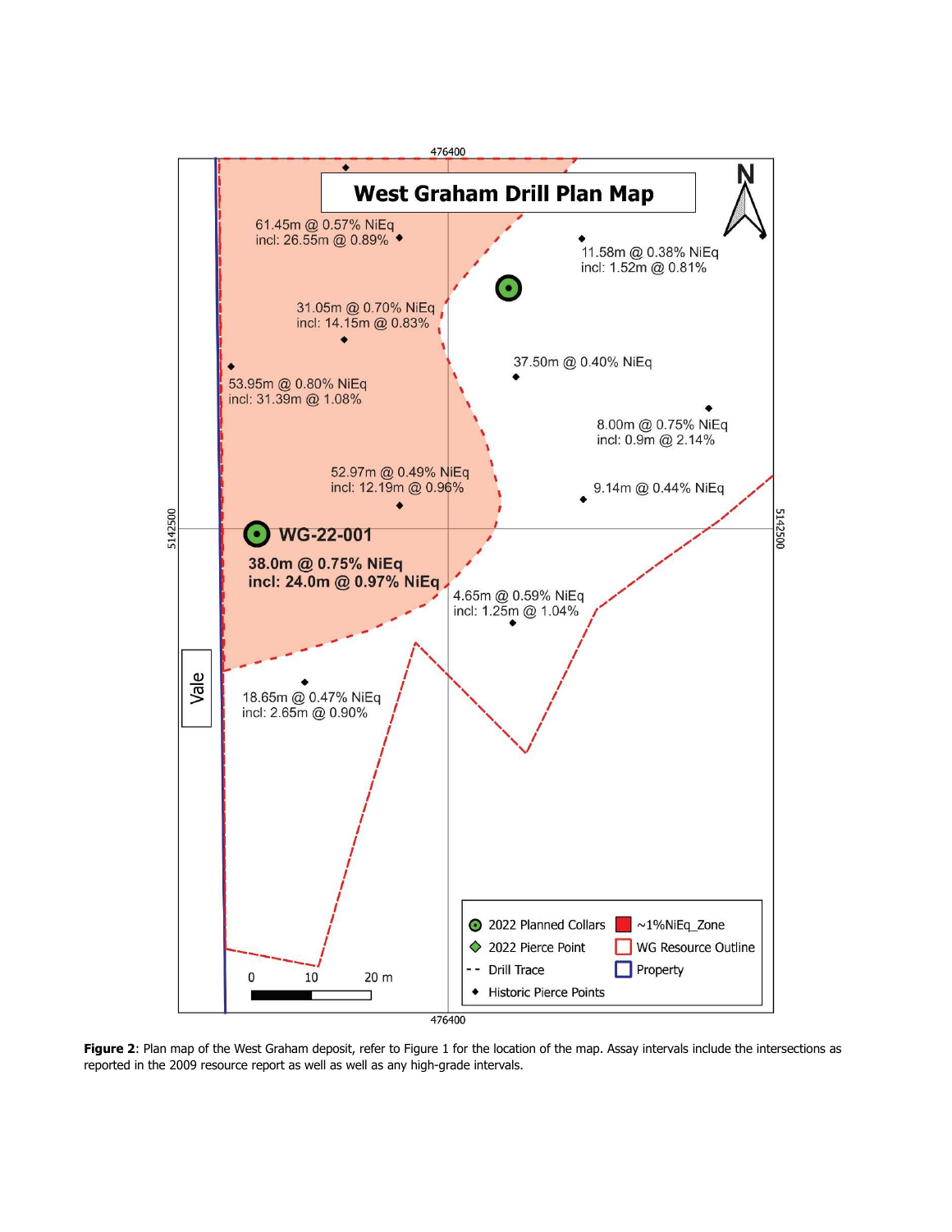**West Graham Drill Plan Map**

476400

61.45m @ 0.57% NiEq
incl: 26.55m @ 0.89%

11.58m @ 0.38% NiEq
incl: 1.52m @ 0.81%

31.05m @ 0.70% NiEq
incl: 14.15m @ 0.83%

37.50m @ 0.40% NiEq

53.95m @ 0.80% NiEq
incl: 31.39m @ 1.08%

8.00m @ 0.75% NiEq
incl: 0.9m @ 2.14%

52.97m @ 0.49% NiEq
incl: 12.19m @ 0.96%

9.14m @ 0.44% NiEq

5142500

**WG-22-001**

**38.0m @ 0.75% NiEq**
**incl: 24.0m @ 0.97% NiEq**

4.65m @ 0.59% NiEq
incl: 1.25m @ 1.04%

Vale

18.65m @ 0.47% NiEq
incl: 2.65m @ 0.90%

0 10 20 m

- 2022 Planned Collars
- 2022 Pierce Point
- Drill Trace
- Historic Pierce Points
- ~1%NiEq_Zone
- WG Resource Outline
- Property

**Figure 2**: Plan map of the West Graham deposit, refer to Figure 1 for the location of the map. Assay intervals include the intersections as reported in the 2009 resource report as well as well as any high-grade intervals.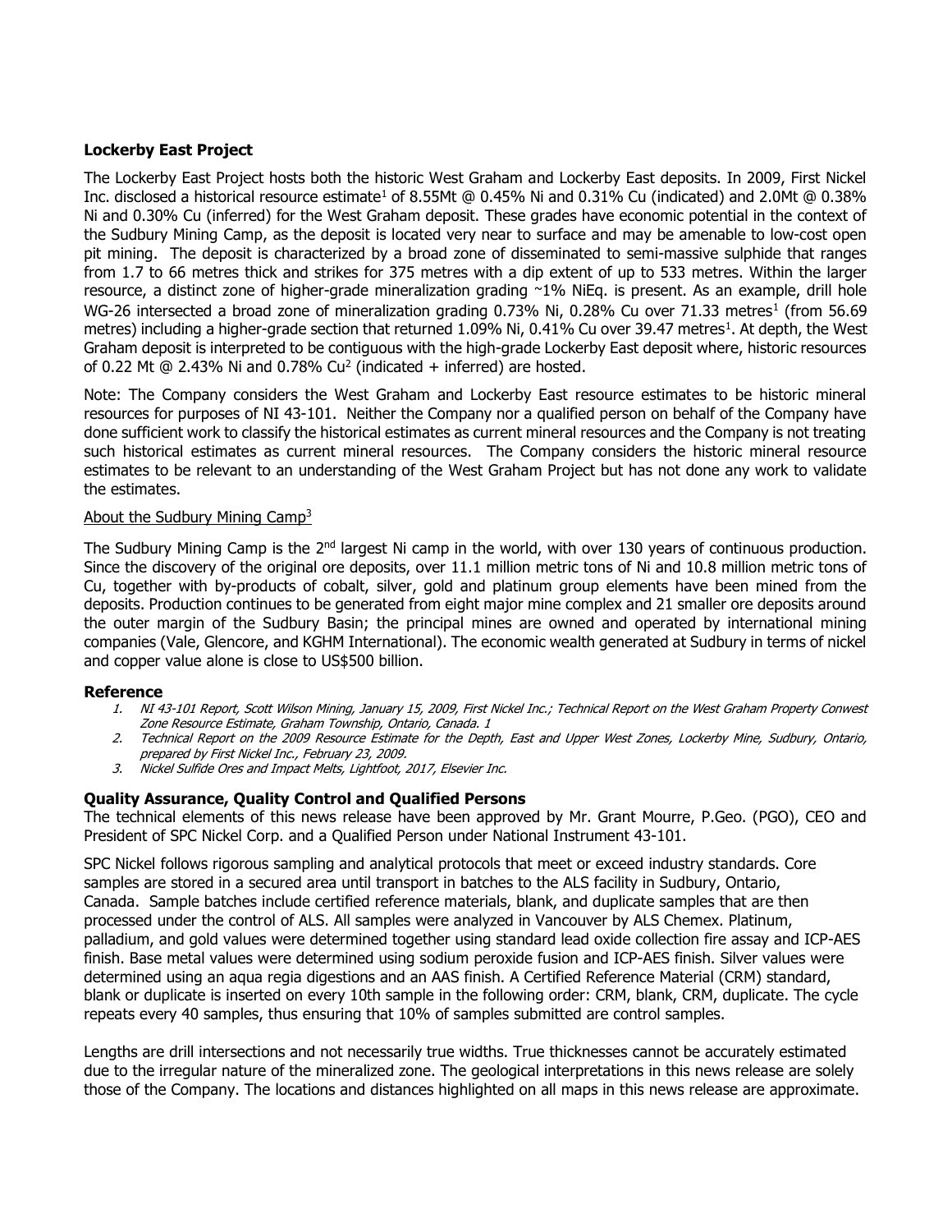**Lockerby East Project**

The Lockerby East Project hosts both the historic West Graham and Lockerby East deposits. In 2009, First Nickel Inc. disclosed a historical resource estimate[1] of 8.55Mt @ 0.45% Ni and 0.31% Cu (indicated) and 2.0Mt @ 0.38% Ni and 0.30% Cu (inferred) for the West Graham deposit. These grades have economic potential in the context of the Sudbury Mining Camp, as the deposit is located very near to surface and may be amenable to low-cost open pit mining. The deposit is characterized by a broad zone of disseminated to semi-massive sulphide that ranges from 1.7 to 66 metres thick and strikes for 375 metres with a dip extent of up to 533 metres. Within the larger resource, a distinct zone of higher-grade mineralization grading ~1% NiEq. is present. As an example, drill hole WG-26 intersected a broad zone of mineralization grading 0.73% Ni, 0.28% Cu over 71.33 metres[1] (from 56.69 metres) including a higher-grade section that returned 1.09% Ni, 0.41% Cu over 39.47 metres[1]. At depth, the West Graham deposit is interpreted to be contiguous with the high-grade Lockerby East deposit where, historic resources of 0.22 Mt @ 2.43% Ni and 0.78% Cu[2] (indicated + inferred) are hosted.

Note: The Company considers the West Graham and Lockerby East resource estimates to be historic mineral resources for purposes of NI 43-101. Neither the Company nor a qualified person on behalf of the Company have done sufficient work to classify the historical estimates as current mineral resources and the Company is not treating such historical estimates as current mineral resources. The Company considers the historic mineral resource estimates to be relevant to an understanding of the West Graham Project but has not done any work to validate the estimates.

About the Sudbury Mining Camp[3]

The Sudbury Mining Camp is the 2nd largest Ni camp in the world, with over 130 years of continuous production. Since the discovery of the original ore deposits, over 11.1 million metric tons of Ni and 10.8 million metric tons of Cu, together with by-products of cobalt, silver, gold and platinum group elements have been mined from the deposits. Production continues to be generated from eight major mine complex and 21 smaller ore deposits around the outer margin of the Sudbury Basin; the principal mines are owned and operated by international mining companies (Vale, Glencore, and KGHM International). The economic wealth generated at Sudbury in terms of nickel and copper value alone is close to US$500 billion.

**Reference**

1. *NI 43-101 Report, Scott Wilson Mining, January 15, 2009, First Nickel Inc.; Technical Report on the West Graham Property Conwest Zone Resource Estimate, Graham Township, Ontario, Canada. 1*
2. *Technical Report on the 2009 Resource Estimate for the Depth, East and Upper West Zones, Lockerby Mine, Sudbury, Ontario, prepared by First Nickel Inc., February 23, 2009.*
3. *Nickel Sulfide Ores and Impact Melts, Lightfoot, 2017, Elsevier Inc.*

**Quality Assurance, Quality Control and Qualified Persons**

The technical elements of this news release have been approved by Mr. Grant Mourre, P.Geo. (PGO), CEO and President of SPC Nickel Corp. and a Qualified Person under National Instrument 43-101.

SPC Nickel follows rigorous sampling and analytical protocols that meet or exceed industry standards. Core samples are stored in a secured area until transport in batches to the ALS facility in Sudbury, Ontario, Canada. Sample batches include certified reference materials, blank, and duplicate samples that are then processed under the control of ALS. All samples were analyzed in Vancouver by ALS Chemex. Platinum, palladium, and gold values were determined together using standard lead oxide collection fire assay and ICP-AES finish. Base metal values were determined using sodium peroxide fusion and ICP-AES finish. Silver values were determined using an aqua regia digestions and an AAS finish. A Certified Reference Material (CRM) standard, blank or duplicate is inserted on every 10th sample in the following order: CRM, blank, CRM, duplicate. The cycle repeats every 40 samples, thus ensuring that 10% of samples submitted are control samples.

Lengths are drill intersections and not necessarily true widths. True thicknesses cannot be accurately estimated due to the irregular nature of the mineralized zone. The geological interpretations in this news release are solely those of the Company. The locations and distances highlighted on all maps in this news release are approximate.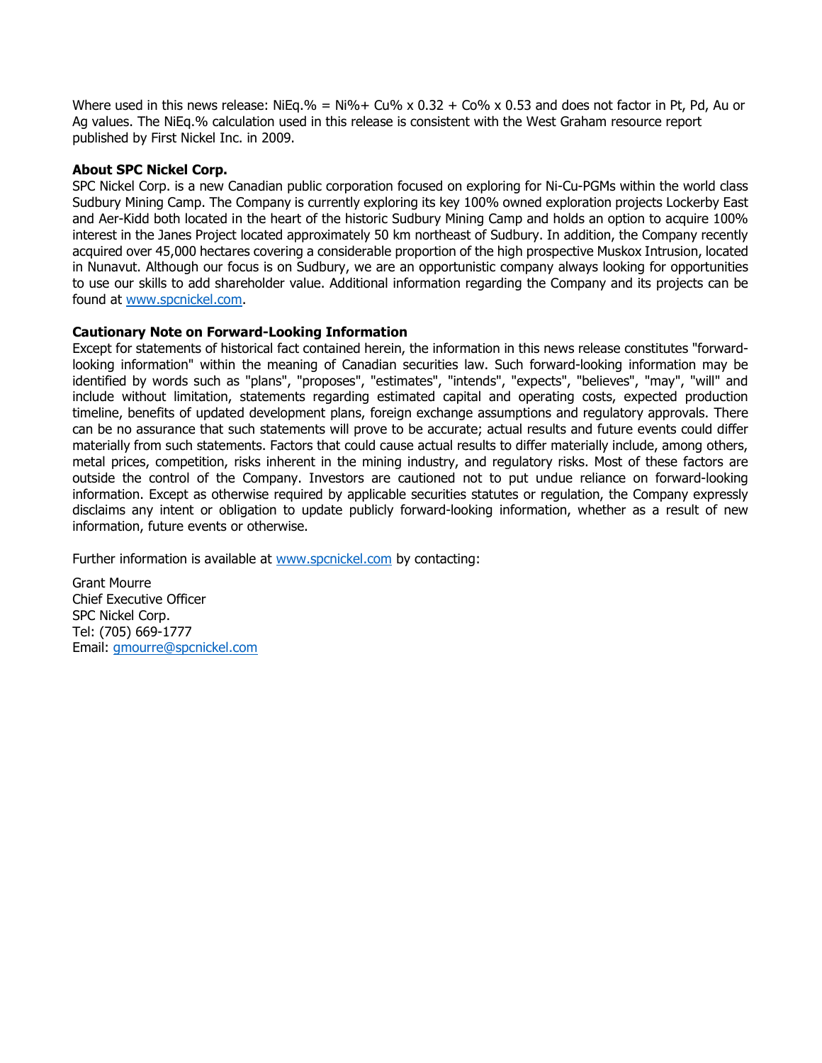Where used in this news release: NiEq.% = Ni%+ Cu% x 0.32 + Co% x 0.53 and does not factor in Pt, Pd, Au or Ag values. The NiEq.% calculation used in this release is consistent with the West Graham resource report published by First Nickel Inc. in 2009.

**About SPC Nickel Corp.**

SPC Nickel Corp. is a new Canadian public corporation focused on exploring for Ni-Cu-PGMs within the world class Sudbury Mining Camp. The Company is currently exploring its key 100% owned exploration projects Lockerby East and Aer-Kidd both located in the heart of the historic Sudbury Mining Camp and holds an option to acquire 100% interest in the Janes Project located approximately 50 km northeast of Sudbury. In addition, the Company recently acquired over 45,000 hectares covering a considerable proportion of the high prospective Muskox Intrusion, located in Nunavut. Although our focus is on Sudbury, we are an opportunistic company always looking for opportunities to use our skills to add shareholder value. Additional information regarding the Company and its projects can be found at www.spcnickel.com.

**Cautionary Note on Forward-Looking Information**

Except for statements of historical fact contained herein, the information in this news release constitutes "forward-looking information" within the meaning of Canadian securities law. Such forward-looking information may be identified by words such as "plans", "proposes", "estimates", "intends", "expects", "believes", "may", "will" and include without limitation, statements regarding estimated capital and operating costs, expected production timeline, benefits of updated development plans, foreign exchange assumptions and regulatory approvals. There can be no assurance that such statements will prove to be accurate; actual results and future events could differ materially from such statements. Factors that could cause actual results to differ materially include, among others, metal prices, competition, risks inherent in the mining industry, and regulatory risks. Most of these factors are outside the control of the Company. Investors are cautioned not to put undue reliance on forward-looking information. Except as otherwise required by applicable securities statutes or regulation, the Company expressly disclaims any intent or obligation to update publicly forward-looking information, whether as a result of new information, future events or otherwise.

Further information is available at www.spcnickel.com by contacting:

Grant Mourre
Chief Executive Officer
SPC Nickel Corp.
Tel: (705) 669-1777
Email: gmourre@spcnickel.com